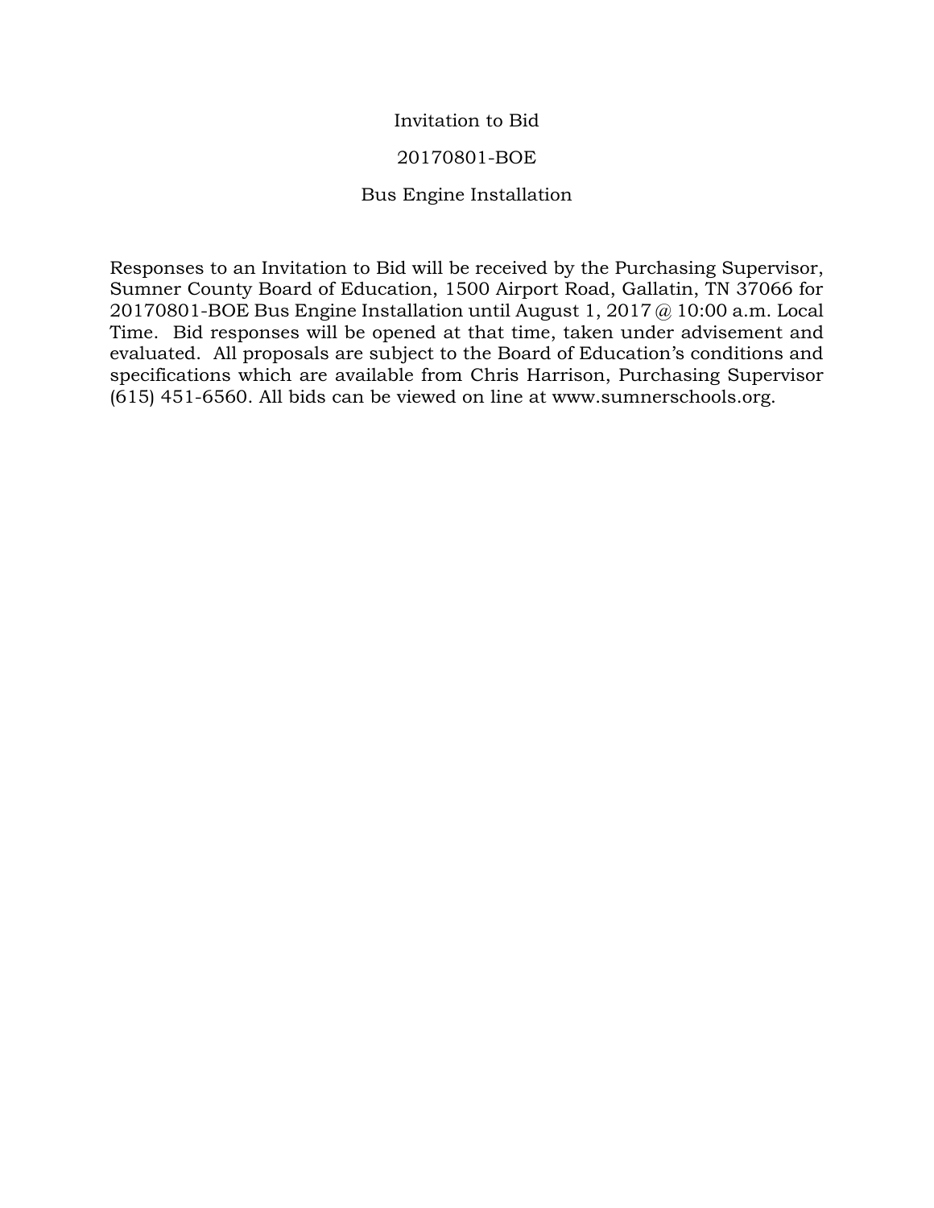# Invitation to Bid

## 20170801-BOE

## Bus Engine Installation

Responses to an Invitation to Bid will be received by the Purchasing Supervisor, Sumner County Board of Education, 1500 Airport Road, Gallatin, TN 37066 for 20170801-BOE Bus Engine Installation until August 1, 2017 @ 10:00 a.m. Local Time. Bid responses will be opened at that time, taken under advisement and evaluated. All proposals are subject to the Board of Education's conditions and specifications which are available from Chris Harrison, Purchasing Supervisor (615) 451-6560. All bids can be viewed on line at www.sumnerschools.org.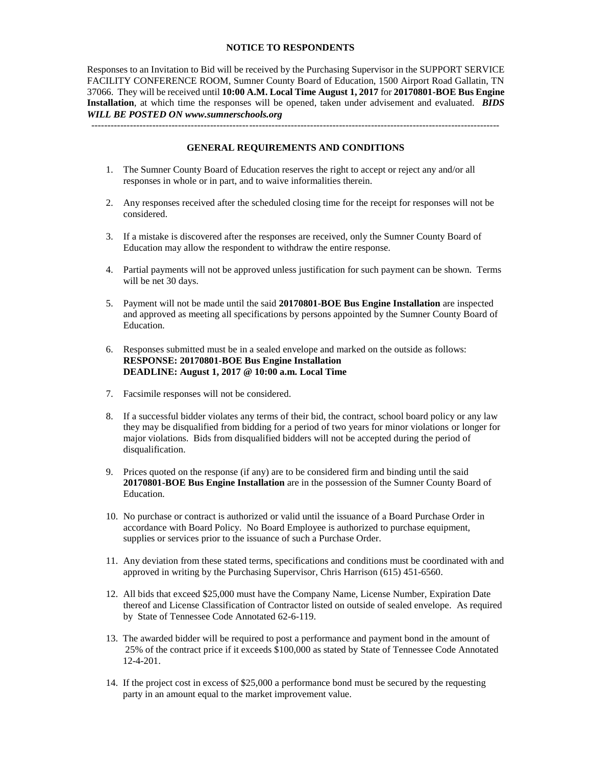## NOTICE TO RESPONDENTS

Responses to an Invitation to Bid will be received by the Purchasing Supervisor in the SUPPORT SERVICE FACILITY CONFERENCE ROOM, Sumner County Board of Education, 1500 Airport Road Gallatin, TN 37066. They will be received until **10:00 A.M. Local Time August 1, 2017** for **20170801-BOE Bus Engine Installation**, at which time the responses will be opened, taken under advisement and evaluated. ***BIDS WILL BE POSTED ON www.sumnerschools.org***

---

## GENERAL REQUIREMENTS AND CONDITIONS

1. The Sumner County Board of Education reserves the right to accept or reject any and/or all responses in whole or in part, and to waive informalities therein.

2. Any responses received after the scheduled closing time for the receipt for responses will not be considered.

3. If a mistake is discovered after the responses are received, only the Sumner County Board of Education may allow the respondent to withdraw the entire response.

4. Partial payments will not be approved unless justification for such payment can be shown. Terms will be net 30 days.

5. Payment will not be made until the said **20170801-BOE Bus Engine Installation** are inspected and approved as meeting all specifications by persons appointed by the Sumner County Board of Education.

6. Responses submitted must be in a sealed envelope and marked on the outside as follows:
   **RESPONSE: 20170801-BOE Bus Engine Installation**
   **DEADLINE: August 1, 2017 @ 10:00 a.m. Local Time**

7. Facsimile responses will not be considered.

8. If a successful bidder violates any terms of their bid, the contract, school board policy or any law they may be disqualified from bidding for a period of two years for minor violations or longer for major violations. Bids from disqualified bidders will not be accepted during the period of disqualification.

9. Prices quoted on the response (if any) are to be considered firm and binding until the said **20170801-BOE Bus Engine Installation** are in the possession of the Sumner County Board of Education.

10. No purchase or contract is authorized or valid until the issuance of a Board Purchase Order in accordance with Board Policy. No Board Employee is authorized to purchase equipment, supplies or services prior to the issuance of such a Purchase Order.

11. Any deviation from these stated terms, specifications and conditions must be coordinated with and approved in writing by the Purchasing Supervisor, Chris Harrison (615) 451-6560.

12. All bids that exceed $25,000 must have the Company Name, License Number, Expiration Date thereof and License Classification of Contractor listed on outside of sealed envelope. As required by State of Tennessee Code Annotated 62-6-119.

13. The awarded bidder will be required to post a performance and payment bond in the amount of 25% of the contract price if it exceeds $100,000 as stated by State of Tennessee Code Annotated 12-4-201.

14. If the project cost in excess of $25,000 a performance bond must be secured by the requesting party in an amount equal to the market improvement value.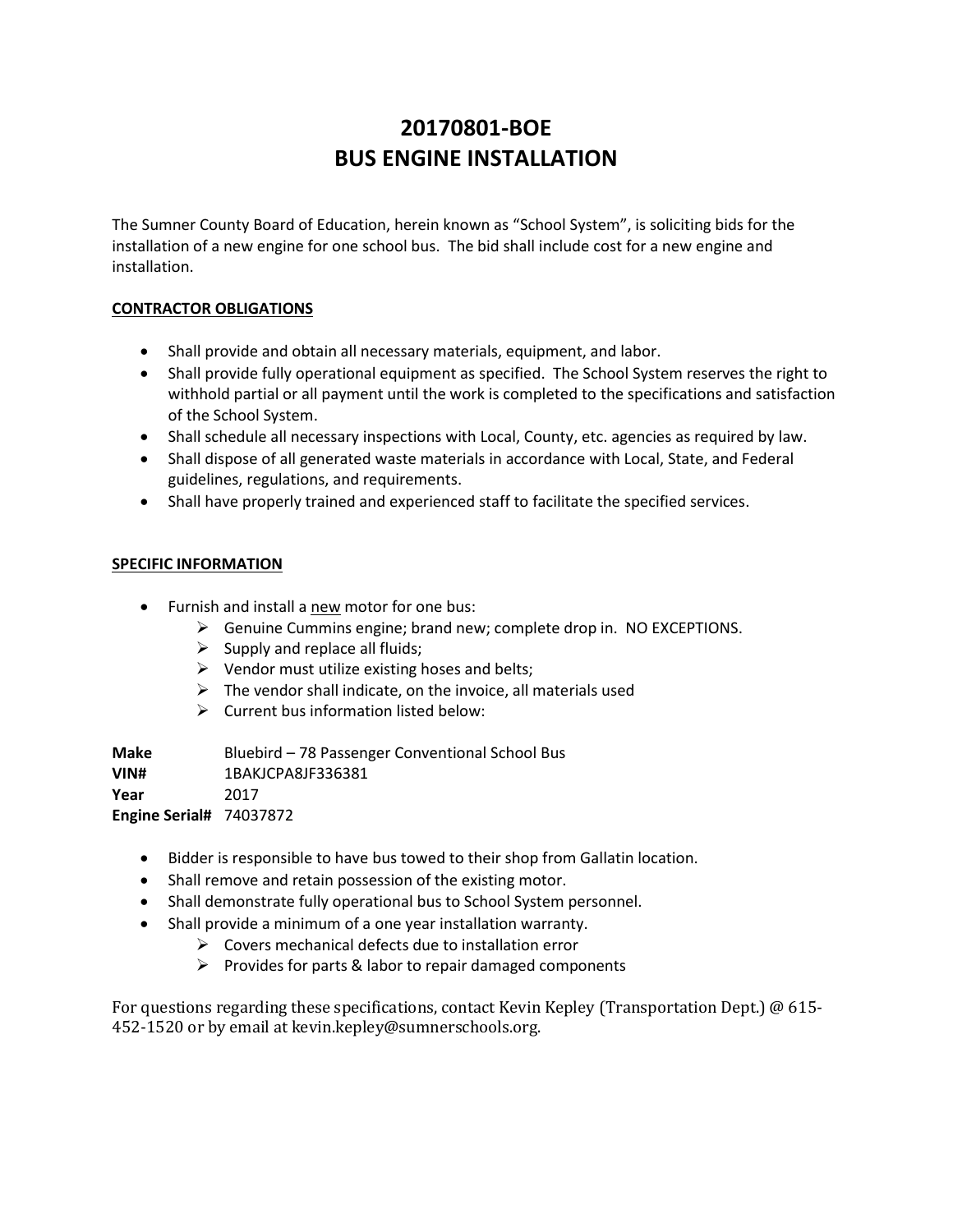# 20170801-BOE
# BUS ENGINE INSTALLATION

The Sumner County Board of Education, herein known as "School System", is soliciting bids for the installation of a new engine for one school bus. The bid shall include cost for a new engine and installation.

**CONTRACTOR OBLIGATIONS**

- Shall provide and obtain all necessary materials, equipment, and labor.
- Shall provide fully operational equipment as specified. The School System reserves the right to withhold partial or all payment until the work is completed to the specifications and satisfaction of the School System.
- Shall schedule all necessary inspections with Local, County, etc. agencies as required by law.
- Shall dispose of all generated waste materials in accordance with Local, State, and Federal guidelines, regulations, and requirements.
- Shall have properly trained and experienced staff to facilitate the specified services.

**SPECIFIC INFORMATION**

- Furnish and install a <u>new</u> motor for one bus:
  - Genuine Cummins engine; brand new; complete drop in. NO EXCEPTIONS.
  - Supply and replace all fluids;
  - Vendor must utilize existing hoses and belts;
  - The vendor shall indicate, on the invoice, all materials used
  - Current bus information listed below:

**Make** Bluebird – 78 Passenger Conventional School Bus
**VIN#** 1BAKJCPA8JF336381
**Year** 2017
**Engine Serial#** 74037872

- Bidder is responsible to have bus towed to their shop from Gallatin location.
- Shall remove and retain possession of the existing motor.
- Shall demonstrate fully operational bus to School System personnel.
- Shall provide a minimum of a one year installation warranty.
  - Covers mechanical defects due to installation error
  - Provides for parts & labor to repair damaged components

For questions regarding these specifications, contact Kevin Kepley (Transportation Dept.) @ 615-452-1520 or by email at kevin.kepley@sumnerschools.org.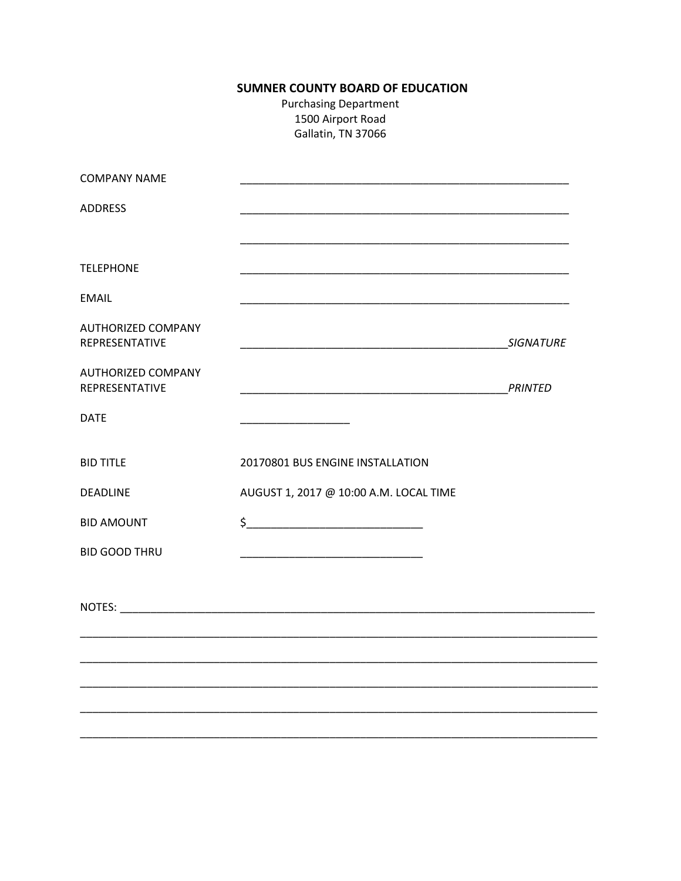**SUMNER COUNTY BOARD OF EDUCATION**

Purchasing Department
1500 Airport Road
Gallatin, TN 37066

COMPANY NAME ________________________________________________________

ADDRESS ________________________________________________________

________________________________________________________

TELEPHONE ________________________________________________________

EMAIL ________________________________________________________

AUTHORIZED COMPANY REPRESENTATIVE ____________________________________________*SIGNATURE*

AUTHORIZED COMPANY REPRESENTATIVE ____________________________________________*PRINTED*

DATE __________________

BID TITLE 20170801 BUS ENGINE INSTALLATION

DEADLINE AUGUST 1, 2017 @ 10:00 A.M. LOCAL TIME

BID AMOUNT $____________________________

BID GOOD THRU ______________________________

NOTES: ______________________________________________________________________________

_____________________________________________________________________________________

_____________________________________________________________________________________

_____________________________________________________________________________________

_____________________________________________________________________________________

_____________________________________________________________________________________